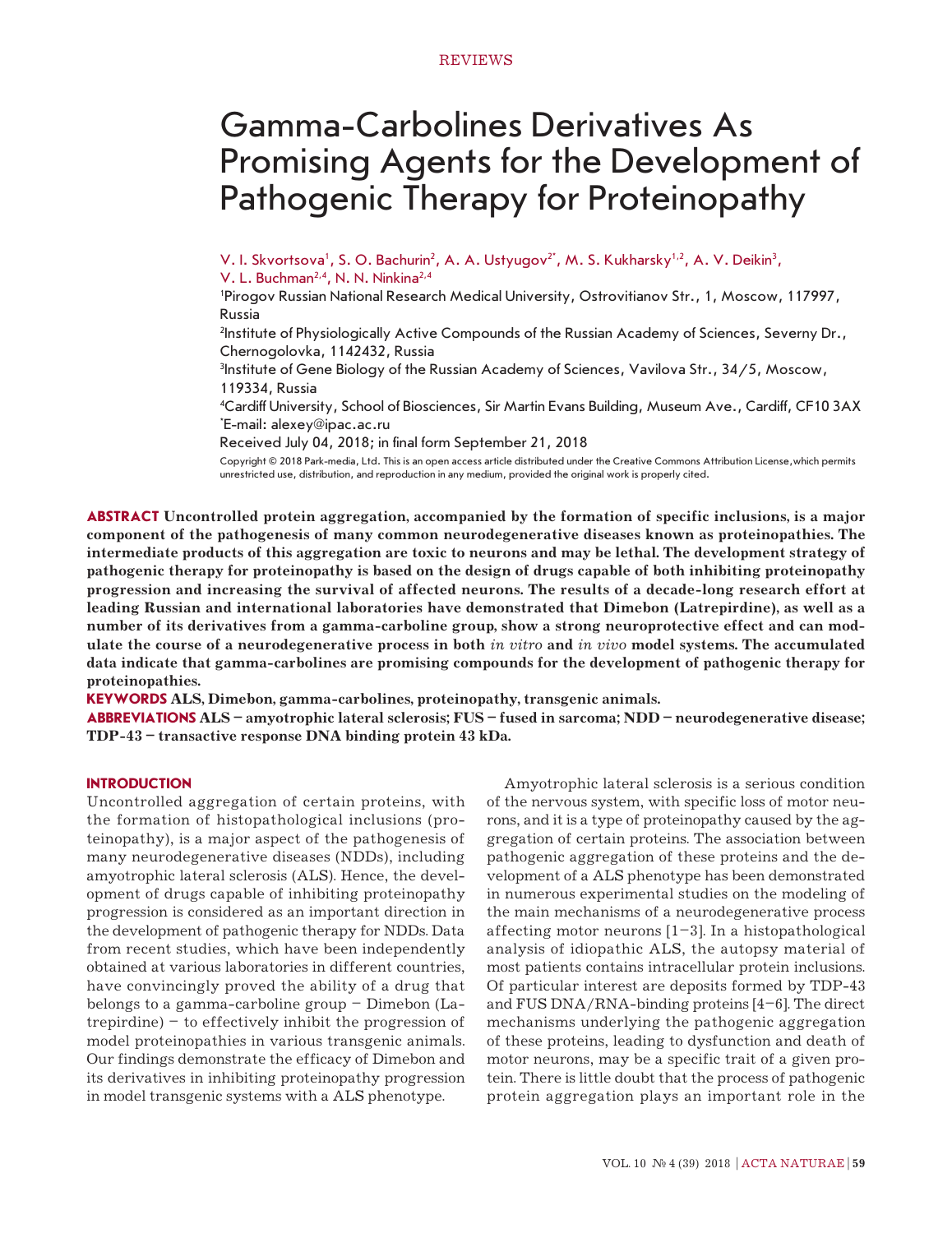REVIEWS

# Gamma-Carbolines Derivatives As Promising Agents for the Development of Pathogenic Therapy for Proteinopathy

V. I. Skvortsova[1], S. O. Bachurin[2], A. A. Ustyugov[2*], M. S. Kukharsky[1,2], A. V. Deikin[3], V. L. Buchman[2,4], N. N. Ninkina[2,4]

[1]Pirogov Russian National Research Medical University, Ostrovitianov Str., 1, Moscow, 117997, Russia

[2]Institute of Physiologically Active Compounds of the Russian Academy of Sciences, Severny Dr., Chernogolovka, 1142432, Russia

[3]Institute of Gene Biology of the Russian Academy of Sciences, Vavilova Str., 34/5, Moscow, 119334, Russia

[4]Cardiff University, School of Biosciences, Sir Martin Evans Building, Museum Ave., Cardiff, CF10 3AX

*E-mail: alexey@ipac.ac.ru

Received July 04, 2018; in final form September 21, 2018

Copyright © 2018 Park-media, Ltd. This is an open access article distributed under the Creative Commons Attribution License,which permits unrestricted use, distribution, and reproduction in any medium, provided the original work is properly cited.

**ABSTRACT Uncontrolled protein aggregation, accompanied by the formation of specific inclusions, is a major component of the pathogenesis of many common neurodegenerative diseases known as proteinopathies. The intermediate products of this aggregation are toxic to neurons and may be lethal. The development strategy of pathogenic therapy for proteinopathy is based on the design of drugs capable of both inhibiting proteinopathy progression and increasing the survival of affected neurons. The results of a decade-long research effort at leading Russian and international laboratories have demonstrated that Dimebon (Latrepirdine), as well as a number of its derivatives from a gamma-carboline group, show a strong neuroprotective effect and can modulate the course of a neurodegenerative process in both *in vitro* and *in vivo* model systems. The accumulated data indicate that gamma-carbolines are promising compounds for the development of pathogenic therapy for proteinopathies.**

**KEYWORDS ALS, Dimebon, gamma-carbolines, proteinopathy, transgenic animals.**

**ABBREVIATIONS ALS – amyotrophic lateral sclerosis; FUS – fused in sarcoma; NDD – neurodegenerative disease; TDP-43 – transactive response DNA binding protein 43 kDa.**

## INTRODUCTION

Uncontrolled aggregation of certain proteins, with the formation of histopathological inclusions (proteinopathy), is a major aspect of the pathogenesis of many neurodegenerative diseases (NDDs), including amyotrophic lateral sclerosis (ALS). Hence, the development of drugs capable of inhibiting proteinopathy progression is considered as an important direction in the development of pathogenic therapy for NDDs. Data from recent studies, which have been independently obtained at various laboratories in different countries, have convincingly proved the ability of a drug that belongs to a gamma-carboline group – Dimebon (Latrepirdine) – to effectively inhibit the progression of model proteinopathies in various transgenic animals. Our findings demonstrate the efficacy of Dimebon and its derivatives in inhibiting proteinopathy progression in model transgenic systems with a ALS phenotype.

Amyotrophic lateral sclerosis is a serious condition of the nervous system, with specific loss of motor neurons, and it is a type of proteinopathy caused by the aggregation of certain proteins. The association between pathogenic aggregation of these proteins and the development of a ALS phenotype has been demonstrated in numerous experimental studies on the modeling of the main mechanisms of a neurodegenerative process affecting motor neurons [1–3]. In a histopathological analysis of idiopathic ALS, the autopsy material of most patients contains intracellular protein inclusions. Of particular interest are deposits formed by TDP-43 and FUS DNA/RNA-binding proteins [4–6]. The direct mechanisms underlying the pathogenic aggregation of these proteins, leading to dysfunction and death of motor neurons, may be a specific trait of a given protein. There is little doubt that the process of pathogenic protein aggregation plays an important role in the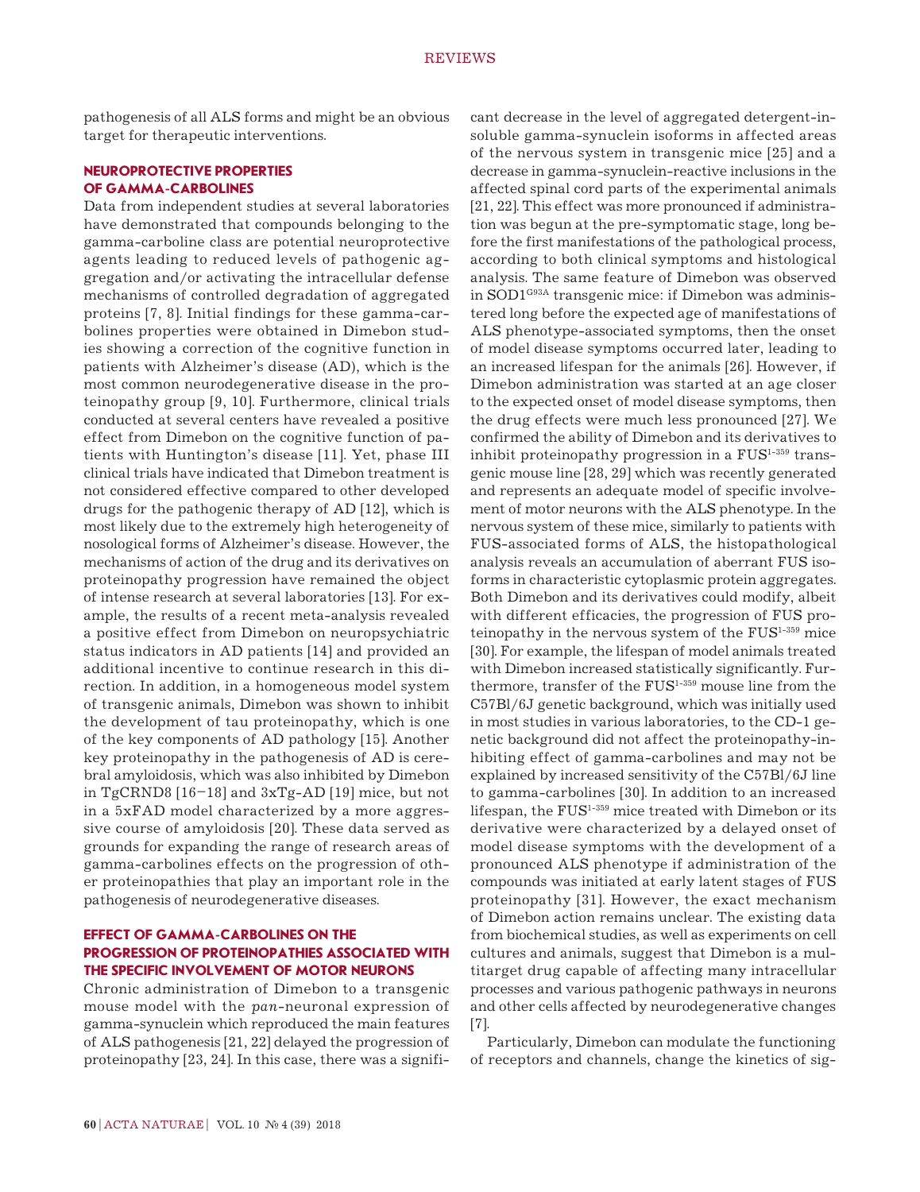pathogenesis of all ALS forms and might be an obvious target for therapeutic interventions.

## NEUROPROTECTIVE PROPERTIES OF GAMMA-CARBOLINES

Data from independent studies at several laboratories have demonstrated that compounds belonging to the gamma-carboline class are potential neuroprotective agents leading to reduced levels of pathogenic aggregation and/or activating the intracellular defense mechanisms of controlled degradation of aggregated proteins [7, 8]. Initial findings for these gamma-carbolines properties were obtained in Dimebon studies showing a correction of the cognitive function in patients with Alzheimer's disease (AD), which is the most common neurodegenerative disease in the proteinopathy group [9, 10]. Furthermore, clinical trials conducted at several centers have revealed a positive effect from Dimebon on the cognitive function of patients with Huntington's disease [11]. Yet, phase III clinical trials have indicated that Dimebon treatment is not considered effective compared to other developed drugs for the pathogenic therapy of AD [12], which is most likely due to the extremely high heterogeneity of nosological forms of Alzheimer's disease. However, the mechanisms of action of the drug and its derivatives on proteinopathy progression have remained the object of intense research at several laboratories [13]. For example, the results of a recent meta-analysis revealed a positive effect from Dimebon on neuropsychiatric status indicators in AD patients [14] and provided an additional incentive to continue research in this direction. In addition, in a homogeneous model system of transgenic animals, Dimebon was shown to inhibit the development of tau proteinopathy, which is one of the key components of AD pathology [15]. Another key proteinopathy in the pathogenesis of AD is cerebral amyloidosis, which was also inhibited by Dimebon in TgCRND8 [16–18] and 3xTg-AD [19] mice, but not in a 5xFAD model characterized by a more aggressive course of amyloidosis [20]. These data served as grounds for expanding the range of research areas of gamma-carbolines effects on the progression of other proteinopathies that play an important role in the pathogenesis of neurodegenerative diseases.

## EFFECT OF GAMMA-CARBOLINES ON THE PROGRESSION OF PROTEINOPATHIES ASSOCIATED WITH THE SPECIFIC INVOLVEMENT OF MOTOR NEURONS

Chronic administration of Dimebon to a transgenic mouse model with the *pan*-neuronal expression of gamma-synuclein which reproduced the main features of ALS pathogenesis [21, 22] delayed the progression of proteinopathy [23, 24]. In this case, there was a significant decrease in the level of aggregated detergent-insoluble gamma-synuclein isoforms in affected areas of the nervous system in transgenic mice [25] and a decrease in gamma-synuclein-reactive inclusions in the affected spinal cord parts of the experimental animals [21, 22]. This effect was more pronounced if administration was begun at the pre-symptomatic stage, long before the first manifestations of the pathological process, according to both clinical symptoms and histological analysis. The same feature of Dimebon was observed in SOD1$^{G93A}$ transgenic mice: if Dimebon was administered long before the expected age of manifestations of ALS phenotype-associated symptoms, then the onset of model disease symptoms occurred later, leading to an increased lifespan for the animals [26]. However, if Dimebon administration was started at an age closer to the expected onset of model disease symptoms, then the drug effects were much less pronounced [27]. We confirmed the ability of Dimebon and its derivatives to inhibit proteinopathy progression in a FUS$^{1-359}$ transgenic mouse line [28, 29] which was recently generated and represents an adequate model of specific involvement of motor neurons with the ALS phenotype. In the nervous system of these mice, similarly to patients with FUS-associated forms of ALS, the histopathological analysis reveals an accumulation of aberrant FUS isoforms in characteristic cytoplasmic protein aggregates. Both Dimebon and its derivatives could modify, albeit with different efficacies, the progression of FUS proteinopathy in the nervous system of the FUS$^{1-359}$ mice [30]. For example, the lifespan of model animals treated with Dimebon increased statistically significantly. Furthermore, transfer of the FUS$^{1-359}$ mouse line from the C57Bl/6J genetic background, which was initially used in most studies in various laboratories, to the CD-1 genetic background did not affect the proteinopathy-inhibiting effect of gamma-carbolines and may not be explained by increased sensitivity of the C57Bl/6J line to gamma-carbolines [30]. In addition to an increased lifespan, the FUS$^{1-359}$ mice treated with Dimebon or its derivative were characterized by a delayed onset of model disease symptoms with the development of a pronounced ALS phenotype if administration of the compounds was initiated at early latent stages of FUS proteinopathy [31]. However, the exact mechanism of Dimebon action remains unclear. The existing data from biochemical studies, as well as experiments on cell cultures and animals, suggest that Dimebon is a multitarget drug capable of affecting many intracellular processes and various pathogenic pathways in neurons and other cells affected by neurodegenerative changes [7].

Particularly, Dimebon can modulate the functioning of receptors and channels, change the kinetics of sig-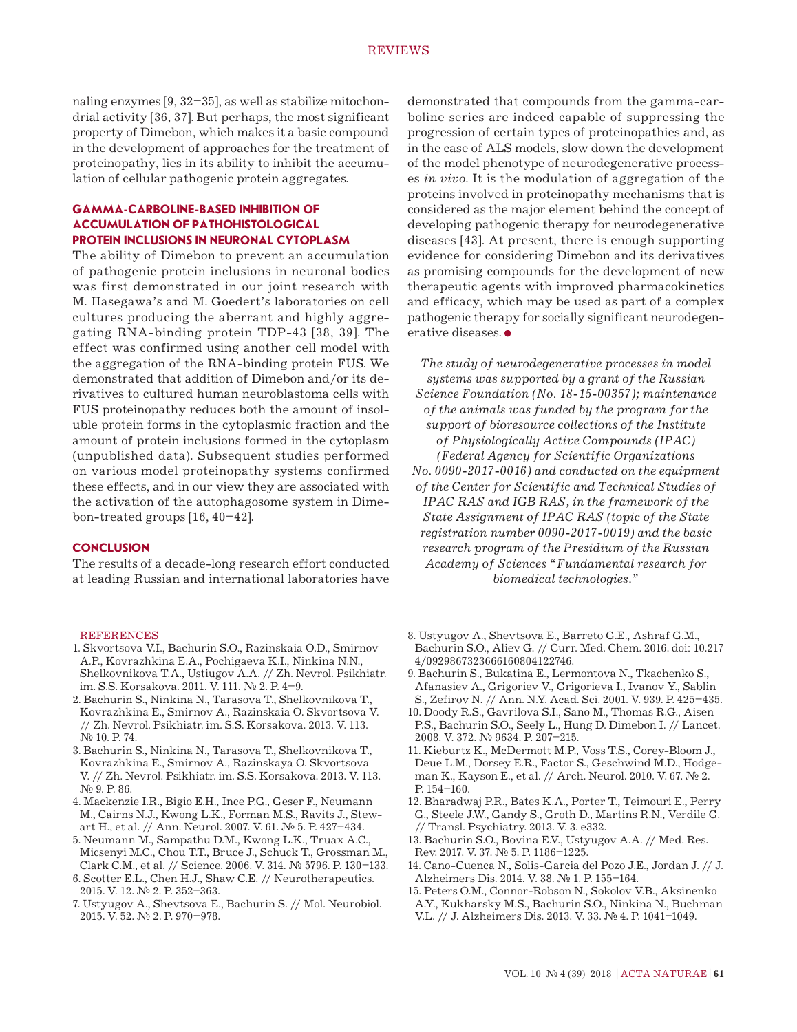naling enzymes [9, 32–35], as well as stabilize mitochondrial activity [36, 37]. But perhaps, the most significant property of Dimebon, which makes it a basic compound in the development of approaches for the treatment of proteinopathy, lies in its ability to inhibit the accumulation of cellular pathogenic protein aggregates.

## GAMMA-CARBOLINE-BASED INHIBITION OF ACCUMULATION OF PATHOHISTOLOGICAL PROTEIN INCLUSIONS IN NEURONAL CYTOPLASM

The ability of Dimebon to prevent an accumulation of pathogenic protein inclusions in neuronal bodies was first demonstrated in our joint research with M. Hasegawa's and M. Goedert's laboratories on cell cultures producing the aberrant and highly aggregating RNA-binding protein TDP-43 [38, 39]. The effect was confirmed using another cell model with the aggregation of the RNA-binding protein FUS. We demonstrated that addition of Dimebon and/or its derivatives to cultured human neuroblastoma cells with FUS proteinopathy reduces both the amount of insoluble protein forms in the cytoplasmic fraction and the amount of protein inclusions formed in the cytoplasm (unpublished data). Subsequent studies performed on various model proteinopathy systems confirmed these effects, and in our view they are associated with the activation of the autophagosome system in Dimebon-treated groups [16, 40–42].

## CONCLUSION

The results of a decade-long research effort conducted at leading Russian and international laboratories have demonstrated that compounds from the gamma-carboline series are indeed capable of suppressing the progression of certain types of proteinopathies and, as in the case of ALS models, slow down the development of the model phenotype of neurodegenerative processes *in vivo*. It is the modulation of aggregation of the proteins involved in proteinopathy mechanisms that is considered as the major element behind the concept of developing pathogenic therapy for neurodegenerative diseases [43]. At present, there is enough supporting evidence for considering Dimebon and its derivatives as promising compounds for the development of new therapeutic agents with improved pharmacokinetics and efficacy, which may be used as part of a complex pathogenic therapy for socially significant neurodegenerative diseases. ●

*The study of neurodegenerative processes in model systems was supported by a grant of the Russian Science Foundation (No. 18-15-00357); maintenance of the animals was funded by the program for the support of bioresource collections of the Institute of Physiologically Active Compounds (IPAC) (Federal Agency for Scientific Organizations No. 0090-2017-0016) and conducted on the equipment of the Center for Scientific and Technical Studies of IPAC RAS and IGB RAS, in the framework of the State Assignment of IPAC RAS (topic of the State registration number 0090-2017-0019) and the basic research program of the Presidium of the Russian Academy of Sciences "Fundamental research for biomedical technologies."*

## REFERENCES

1. Skvortsova V.I., Bachurin S.O., Razinskaia O.D., Smirnov A.P., Kovrazhkina E.A., Pochigaeva K.I., Ninkina N.N., Shelkovnikova T.A., Ustiugov A.A. // Zh. Nevrol. Psikhiatr. im. S.S. Korsakova. 2011. V. 111. № 2. P. 4–9.
2. Bachurin S., Ninkina N., Tarasova T., Shelkovnikova T., Kovrazhkina E., Smirnov A., Razinskaia O. Skvortsova V. // Zh. Nevrol. Psikhiatr. im. S.S. Korsakova. 2013. V. 113. № 10. P. 74.
3. Bachurin S., Ninkina N., Tarasova T., Shelkovnikova T., Kovrazhkina E., Smirnov A., Razinskaya O. Skvortsova V. // Zh. Nevrol. Psikhiatr. im. S.S. Korsakova. 2013. V. 113. № 9. P. 86.
4. Mackenzie I.R., Bigio E.H., Ince P.G., Geser F., Neumann M., Cairns N.J., Kwong L.K., Forman M.S., Ravits J., Stewart H., et al. // Ann. Neurol. 2007. V. 61. № 5. P. 427–434.
5. Neumann M., Sampathu D.M., Kwong L.K., Truax A.C., Micsenyi M.C., Chou T.T., Bruce J., Schuck T., Grossman M., Clark C.M., et al. // Science. 2006. V. 314. № 5796. P. 130–133.
6. Scotter E.L., Chen H.J., Shaw C.E. // Neurotherapeutics. 2015. V. 12. № 2. P. 352–363.
7. Ustyugov A., Shevtsova E., Bachurin S. // Mol. Neurobiol. 2015. V. 52. № 2. P. 970–978.
8. Ustyugov A., Shevtsova E., Barreto G.E., Ashraf G.M., Bachurin S.O., Aliev G. // Curr. Med. Chem. 2016. doi: 10.2174/0929867323666160804122746.
9. Bachurin S., Bukatina E., Lermontova N., Tkachenko S., Afanasiev A., Grigoriev V., Grigorieva I., Ivanov Y., Sablin S., Zefirov N. // Ann. N.Y. Acad. Sci. 2001. V. 939. P. 425–435.
10. Doody R.S., Gavrilova S.I., Sano M., Thomas R.G., Aisen P.S., Bachurin S.O., Seely L., Hung D. Dimebon I. // Lancet. 2008. V. 372. № 9634. P. 207–215.
11. Kieburtz K., McDermott M.P., Voss T.S., Corey-Bloom J., Deue L.M., Dorsey E.R., Factor S., Geschwind M.D., Hodgeman K., Kayson E., et al. // Arch. Neurol. 2010. V. 67. № 2. P. 154–160.
12. Bharadwaj P.R., Bates K.A., Porter T., Teimouri E., Perry G., Steele J.W., Gandy S., Groth D., Martins R.N., Verdile G. // Transl. Psychiatry. 2013. V. 3. e332.
13. Bachurin S.O., Bovina E.V., Ustyugov A.A. // Med. Res. Rev. 2017. V. 37. № 5. P. 1186–1225.
14. Cano-Cuenca N., Solis-Garcia del Pozo J.E., Jordan J. // J. Alzheimers Dis. 2014. V. 38. № 1. P. 155–164.
15. Peters O.M., Connor-Robson N., Sokolov V.B., Aksinenko A.Y., Kukharsky M.S., Bachurin S.O., Ninkina N., Buchman V.L. // J. Alzheimers Dis. 2013. V. 33. № 4. P. 1041–1049.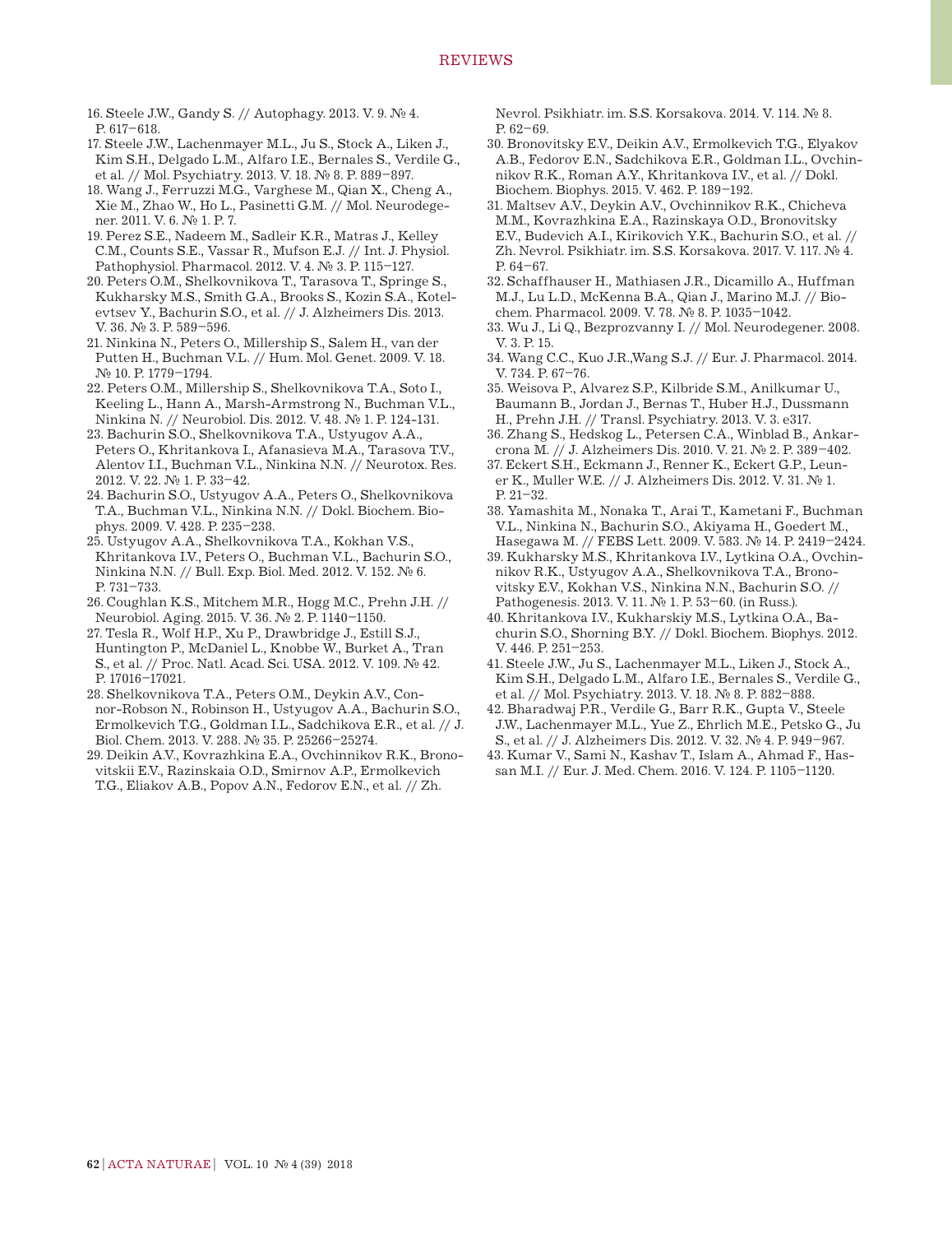16. Steele J.W., Gandy S. // Autophagy. 2013. V. 9. № 4. P. 617–618.
17. Steele J.W., Lachenmayer M.L., Ju S., Stock A., Liken J., Kim S.H., Delgado L.M., Alfaro I.E., Bernales S., Verdile G., et al. // Mol. Psychiatry. 2013. V. 18. № 8. P. 889–897.
18. Wang J., Ferruzzi M.G., Varghese M., Qian X., Cheng A., Xie M., Zhao W., Ho L., Pasinetti G.M. // Mol. Neurodegener. 2011. V. 6. № 1. P. 7.
19. Perez S.E., Nadeem M., Sadleir K.R., Matras J., Kelley C.M., Counts S.E., Vassar R., Mufson E.J. // Int. J. Physiol. Pathophysiol. Pharmacol. 2012. V. 4. № 3. P. 115–127.
20. Peters O.M., Shelkovnikova T., Tarasova T., Springe S., Kukharsky M.S., Smith G.A., Brooks S., Kozin S.A., Kotelevtsev Y., Bachurin S.O., et al. // J. Alzheimers Dis. 2013. V. 36. № 3. P. 589–596.
21. Ninkina N., Peters O., Millership S., Salem H., van der Putten H., Buchman V.L. // Hum. Mol. Genet. 2009. V. 18. № 10. P. 1779–1794.
22. Peters O.M., Millership S., Shelkovnikova T.A., Soto I., Keeling L., Hann A., Marsh-Armstrong N., Buchman V.L., Ninkina N. // Neurobiol. Dis. 2012. V. 48. № 1. P. 124-131.
23. Bachurin S.O., Shelkovnikova T.A., Ustyugov A.A., Peters O., Khritankova I., Afanasieva M.A., Tarasova T.V., Alentov I.I., Buchman V.L., Ninkina N.N. // Neurotox. Res. 2012. V. 22. № 1. P. 33–42.
24. Bachurin S.O., Ustyugov A.A., Peters O., Shelkovnikova T.A., Buchman V.L., Ninkina N.N. // Dokl. Biochem. Biophys. 2009. V. 428. P. 235–238.
25. Ustyugov A.A., Shelkovnikova T.A., Kokhan V.S., Khritankova I.V., Peters O., Buchman V.L., Bachurin S.O., Ninkina N.N. // Bull. Exp. Biol. Med. 2012. V. 152. № 6. P. 731–733.
26. Coughlan K.S., Mitchem M.R., Hogg M.C., Prehn J.H. // Neurobiol. Aging. 2015. V. 36. № 2. P. 1140–1150.
27. Tesla R., Wolf H.P., Xu P., Drawbridge J., Estill S.J., Huntington P., McDaniel L., Knobbe W., Burket A., Tran S., et al. // Proc. Natl. Acad. Sci. USA. 2012. V. 109. № 42. P. 17016–17021.
28. Shelkovnikova T.A., Peters O.M., Deykin A.V., Connor-Robson N., Robinson H., Ustyugov A.A., Bachurin S.O., Ermolkevich T.G., Goldman I.L., Sadchikova E.R., et al. // J. Biol. Chem. 2013. V. 288. № 35. P. 25266–25274.
29. Deikin A.V., Kovrazhkina E.A., Ovchinnikov R.K., Bronovitskii E.V., Razinskaia O.D., Smirnov A.P., Ermolkevich T.G., Eliakov A.B., Popov A.N., Fedorov E.N., et al. // Zh. Nevrol. Psikhiatr. im. S.S. Korsakova. 2014. V. 114. № 8. P. 62–69.
30. Bronovitsky E.V., Deikin A.V., Ermolkevich T.G., Elyakov A.B., Fedorov E.N., Sadchikova E.R., Goldman I.L., Ovchinnikov R.K., Roman A.Y., Khritankova I.V., et al. // Dokl. Biochem. Biophys. 2015. V. 462. P. 189–192.
31. Maltsev A.V., Deykin A.V., Ovchinnikov R.K., Chicheva M.M., Kovrazhkina E.A., Razinskaya O.D., Bronovitsky E.V., Budevich A.I., Kirikovich Y.K., Bachurin S.O., et al. // Zh. Nevrol. Psikhiatr. im. S.S. Korsakova. 2017. V. 117. № 4. P. 64–67.
32. Schaffhauser H., Mathiasen J.R., Dicamillo A., Huffman M.J., Lu L.D., McKenna B.A., Qian J., Marino M.J. // Biochem. Pharmacol. 2009. V. 78. № 8. P. 1035–1042.
33. Wu J., Li Q., Bezprozvanny I. // Mol. Neurodegener. 2008. V. 3. P. 15.
34. Wang C.C., Kuo J.R.,Wang S.J. // Eur. J. Pharmacol. 2014. V. 734. P. 67–76.
35. Weisova P., Alvarez S.P., Kilbride S.M., Anilkumar U., Baumann B., Jordan J., Bernas T., Huber H.J., Dussmann H., Prehn J.H. // Transl. Psychiatry. 2013. V. 3. e317.
36. Zhang S., Hedskog L., Petersen C.A., Winblad B., Ankarcrona M. // J. Alzheimers Dis. 2010. V. 21. № 2. P. 389–402.
37. Eckert S.H., Eckmann J., Renner K., Eckert G.P., Leuner K., Muller W.E. // J. Alzheimers Dis. 2012. V. 31. № 1. P. 21–32.
38. Yamashita M., Nonaka T., Arai T., Kametani F., Buchman V.L., Ninkina N., Bachurin S.O., Akiyama H., Goedert M., Hasegawa M. // FEBS Lett. 2009. V. 583. № 14. P. 2419–2424.
39. Kukharsky M.S., Khritankova I.V., Lytkina O.A., Ovchinnikov R.K., Ustyugov A.A., Shelkovnikova T.A., Bronovitsky E.V., Kokhan V.S., Ninkina N.N., Bachurin S.O. // Pathogenesis. 2013. V. 11. № 1. P. 53–60. (in Russ.).
40. Khritankova I.V., Kukharskiy M.S., Lytkina O.A., Bachurin S.O., Shorning B.Y. // Dokl. Biochem. Biophys. 2012. V. 446. P. 251–253.
41. Steele J.W., Ju S., Lachenmayer M.L., Liken J., Stock A., Kim S.H., Delgado L.M., Alfaro I.E., Bernales S., Verdile G., et al. // Mol. Psychiatry. 2013. V. 18. № 8. P. 882–888.
42. Bharadwaj P.R., Verdile G., Barr R.K., Gupta V., Steele J.W., Lachenmayer M.L., Yue Z., Ehrlich M.E., Petsko G., Ju S., et al. // J. Alzheimers Dis. 2012. V. 32. № 4. P. 949–967.
43. Kumar V., Sami N., Kashav T., Islam A., Ahmad F., Hassan M.I. // Eur. J. Med. Chem. 2016. V. 124. P. 1105–1120.